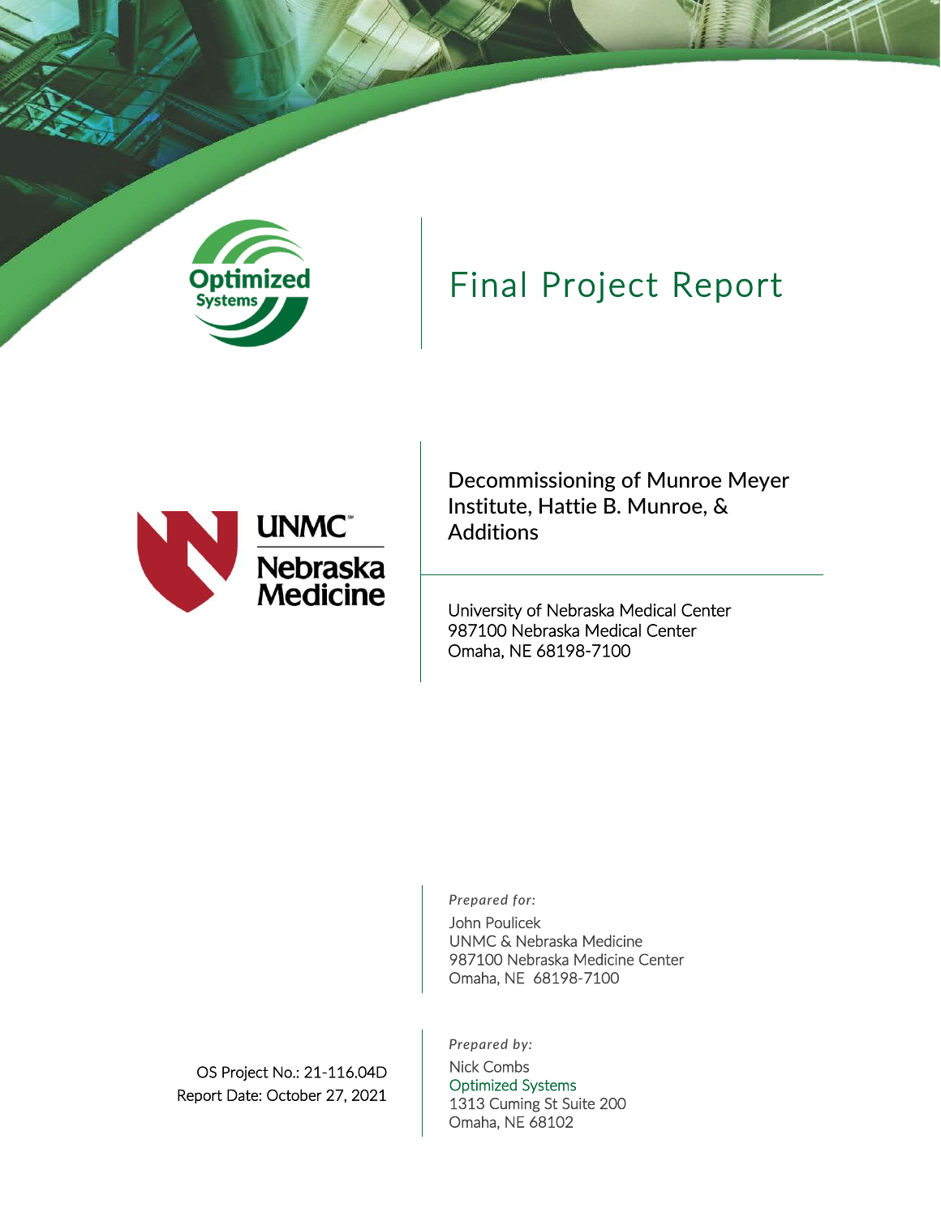# Final Project Report

## Decommissioning of Munroe Meyer Institute, Hattie B. Munroe, & Additions

University of Nebraska Medical Center
987100 Nebraska Medical Center
Omaha, NE 68198-7100

*Prepared for:*

John Poulicek
UNMC & Nebraska Medicine
987100 Nebraska Medicine Center
Omaha, NE 68198-7100

OS Project No.: 21-116.04D
Report Date: October 27, 2021

*Prepared by:*

Nick Combs
Optimized Systems
1313 Cuming St Suite 200
Omaha, NE 68102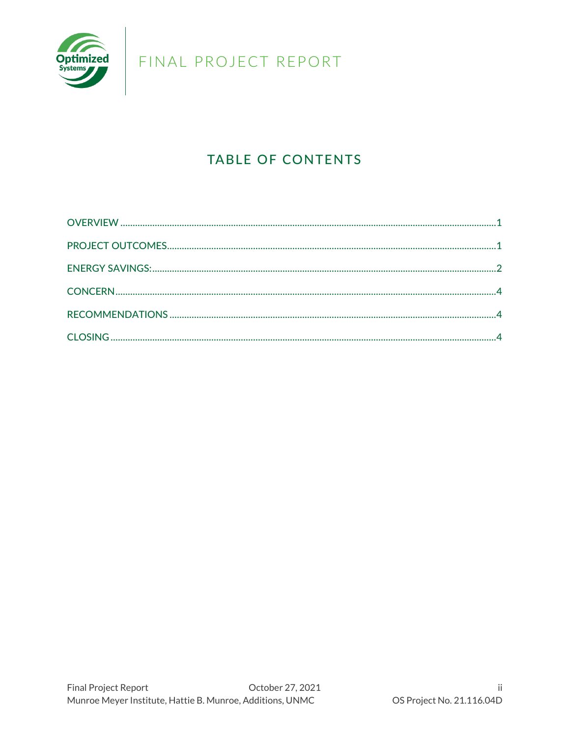# TABLE OF CONTENTS

OVERVIEW ....................................................................................................................................1

PROJECT OUTCOMES.................................................................................................................1

ENERGY SAVINGS:.......................................................................................................................2

CONCERN......................................................................................................................................4

RECOMMENDATIONS ..................................................................................................................4

CLOSING .......................................................................................................................................4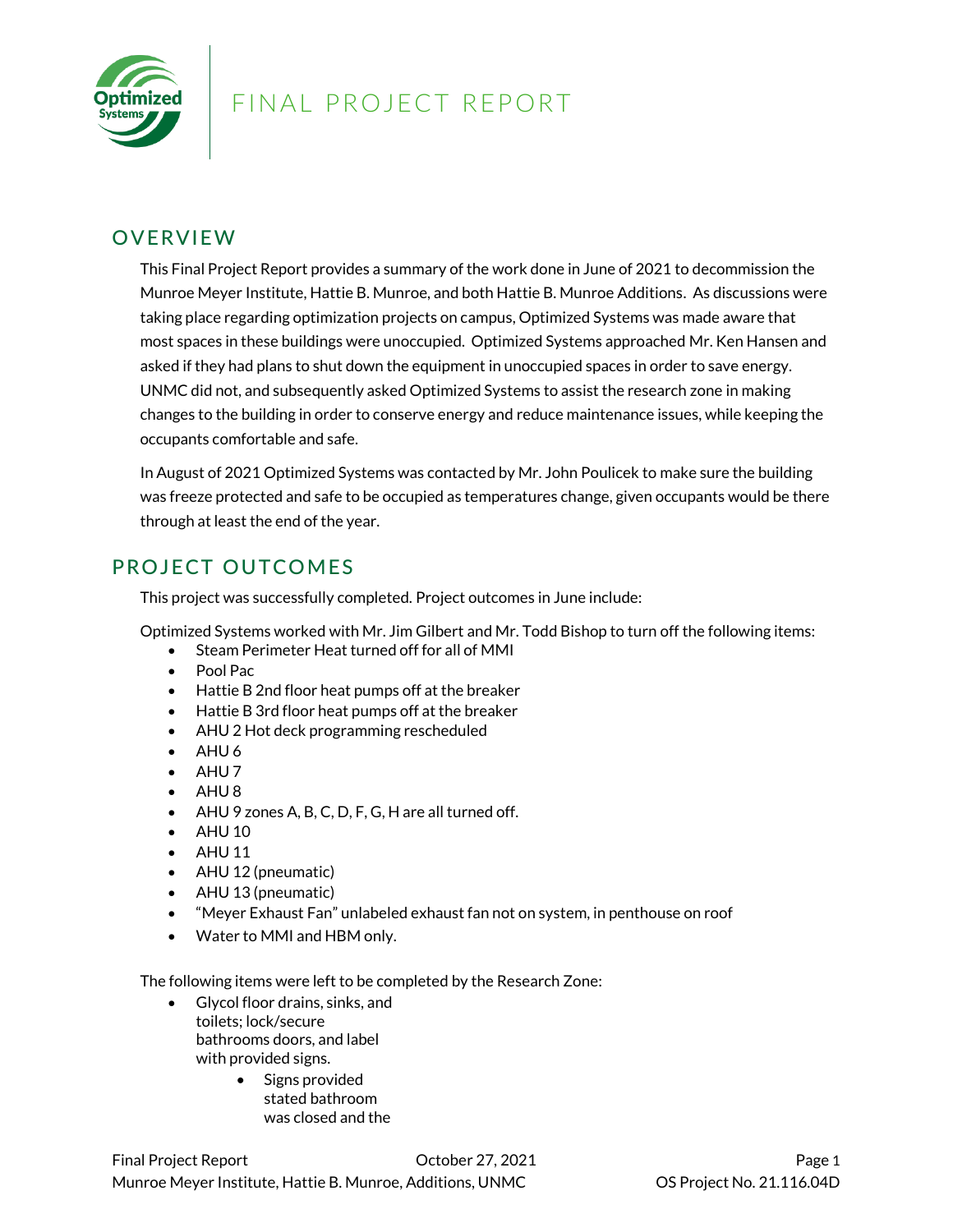# FINAL PROJECT REPORT

## OVERVIEW

This Final Project Report provides a summary of the work done in June of 2021 to decommission the Munroe Meyer Institute, Hattie B. Munroe, and both Hattie B. Munroe Additions. As discussions were taking place regarding optimization projects on campus, Optimized Systems was made aware that most spaces in these buildings were unoccupied. Optimized Systems approached Mr. Ken Hansen and asked if they had plans to shut down the equipment in unoccupied spaces in order to save energy. UNMC did not, and subsequently asked Optimized Systems to assist the research zone in making changes to the building in order to conserve energy and reduce maintenance issues, while keeping the occupants comfortable and safe.

In August of 2021 Optimized Systems was contacted by Mr. John Poulicek to make sure the building was freeze protected and safe to be occupied as temperatures change, given occupants would be there through at least the end of the year.

## PROJECT OUTCOMES

This project was successfully completed. Project outcomes in June include:

Optimized Systems worked with Mr. Jim Gilbert and Mr. Todd Bishop to turn off the following items:

- Steam Perimeter Heat turned off for all of MMI
- Pool Pac
- Hattie B 2nd floor heat pumps off at the breaker
- Hattie B 3rd floor heat pumps off at the breaker
- AHU 2 Hot deck programming rescheduled
- AHU 6
- AHU 7
- AHU 8
- AHU 9 zones A, B, C, D, F, G, H are all turned off.
- AHU 10
- AHU 11
- AHU 12 (pneumatic)
- AHU 13 (pneumatic)
- "Meyer Exhaust Fan" unlabeled exhaust fan not on system, in penthouse on roof
- Water to MMI and HBM only.

The following items were left to be completed by the Research Zone:

- Glycol floor drains, sinks, and toilets; lock/secure bathrooms doors, and label with provided signs.
    - Signs provided stated bathroom was closed and the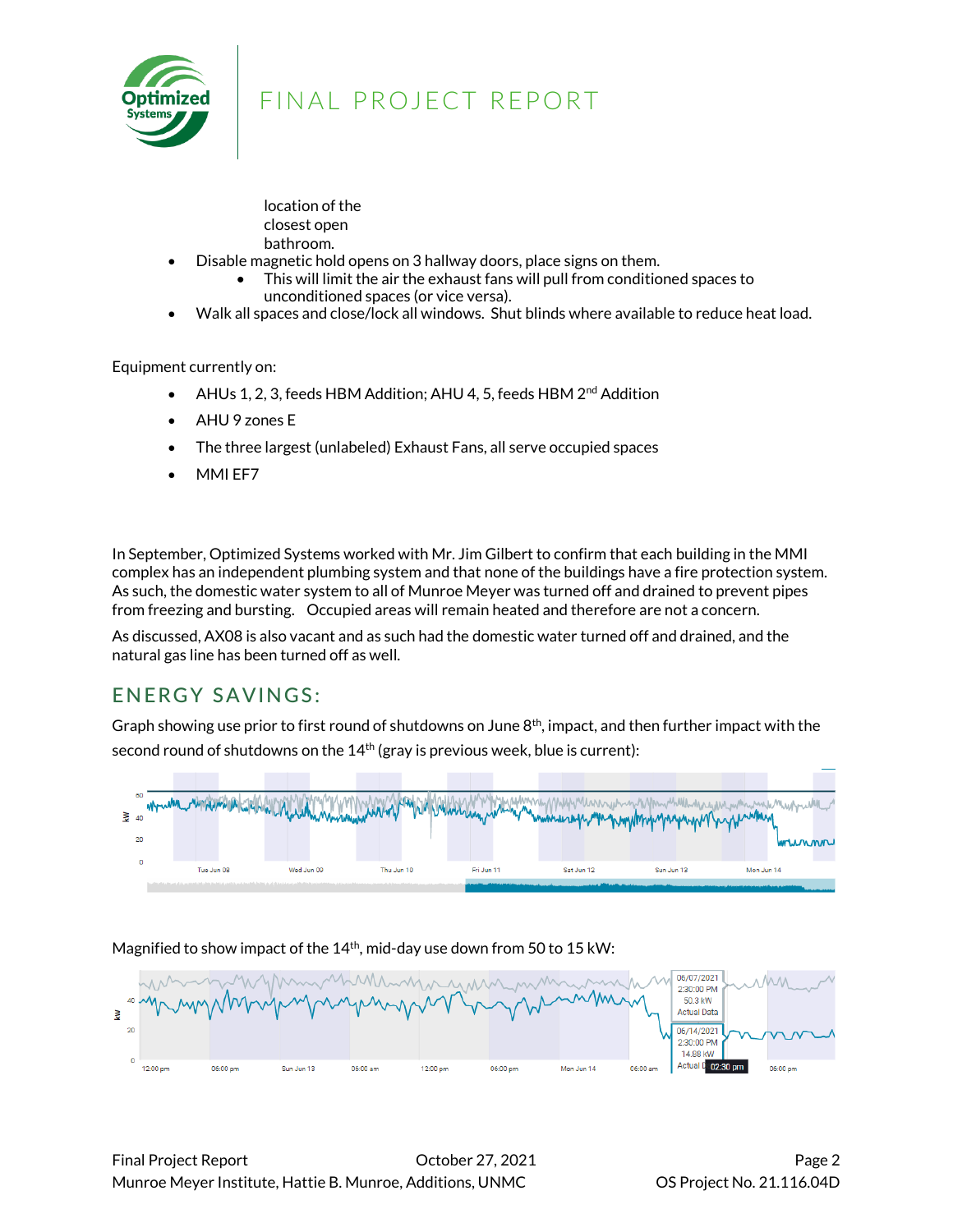location of the closest open bathroom.

- Disable magnetic hold opens on 3 hallway doors, place signs on them.
    - This will limit the air the exhaust fans will pull from conditioned spaces to unconditioned spaces (or vice versa).
- Walk all spaces and close/lock all windows. Shut blinds where available to reduce heat load.

Equipment currently on:

- AHUs 1, 2, 3, feeds HBM Addition; AHU 4, 5, feeds HBM 2nd Addition
- AHU 9 zones E
- The three largest (unlabeled) Exhaust Fans, all serve occupied spaces
- MMI EF7

In September, Optimized Systems worked with Mr. Jim Gilbert to confirm that each building in the MMI complex has an independent plumbing system and that none of the buildings have a fire protection system. As such, the domestic water system to all of Munroe Meyer was turned off and drained to prevent pipes from freezing and bursting. Occupied areas will remain heated and therefore are not a concern.

As discussed, AX08 is also vacant and as such had the domestic water turned off and drained, and the natural gas line has been turned off as well.

## ENERGY SAVINGS:

Graph showing use prior to first round of shutdowns on June 8th, impact, and then further impact with the second round of shutdowns on the 14th (gray is previous week, blue is current):

Magnified to show impact of the 14th, mid-day use down from 50 to 15 kW: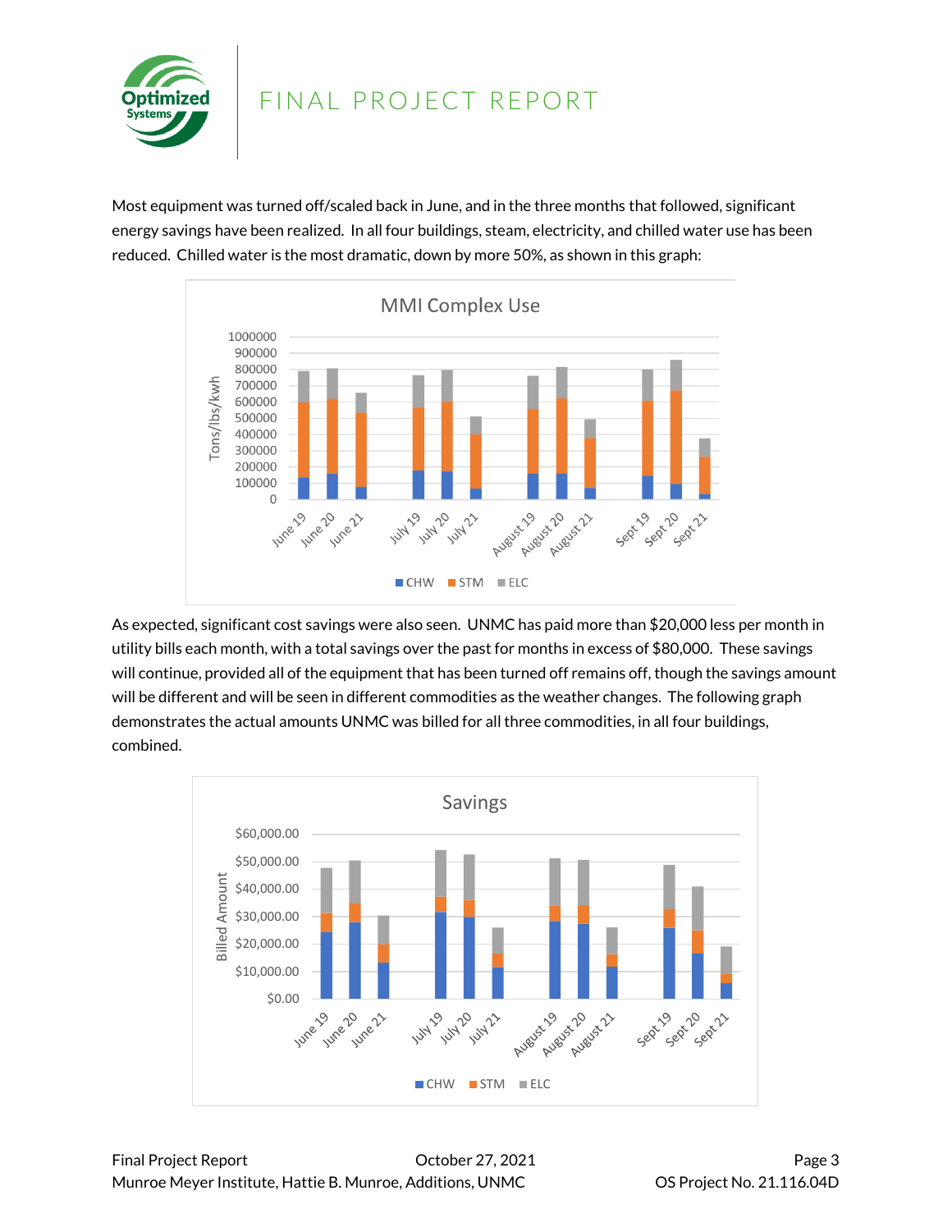Most equipment was turned off/scaled back in June, and in the three months that followed, significant energy savings have been realized. In all four buildings, steam, electricity, and chilled water use has been reduced. Chilled water is the most dramatic, down by more 50%, as shown in this graph:

As expected, significant cost savings were also seen. UNMC has paid more than $20,000 less per month in utility bills each month, with a total savings over the past for months in excess of $80,000. These savings will continue, provided all of the equipment that has been turned off remains off, though the savings amount will be different and will be seen in different commodities as the weather changes. The following graph demonstrates the actual amounts UNMC was billed for all three commodities, in all four buildings, combined.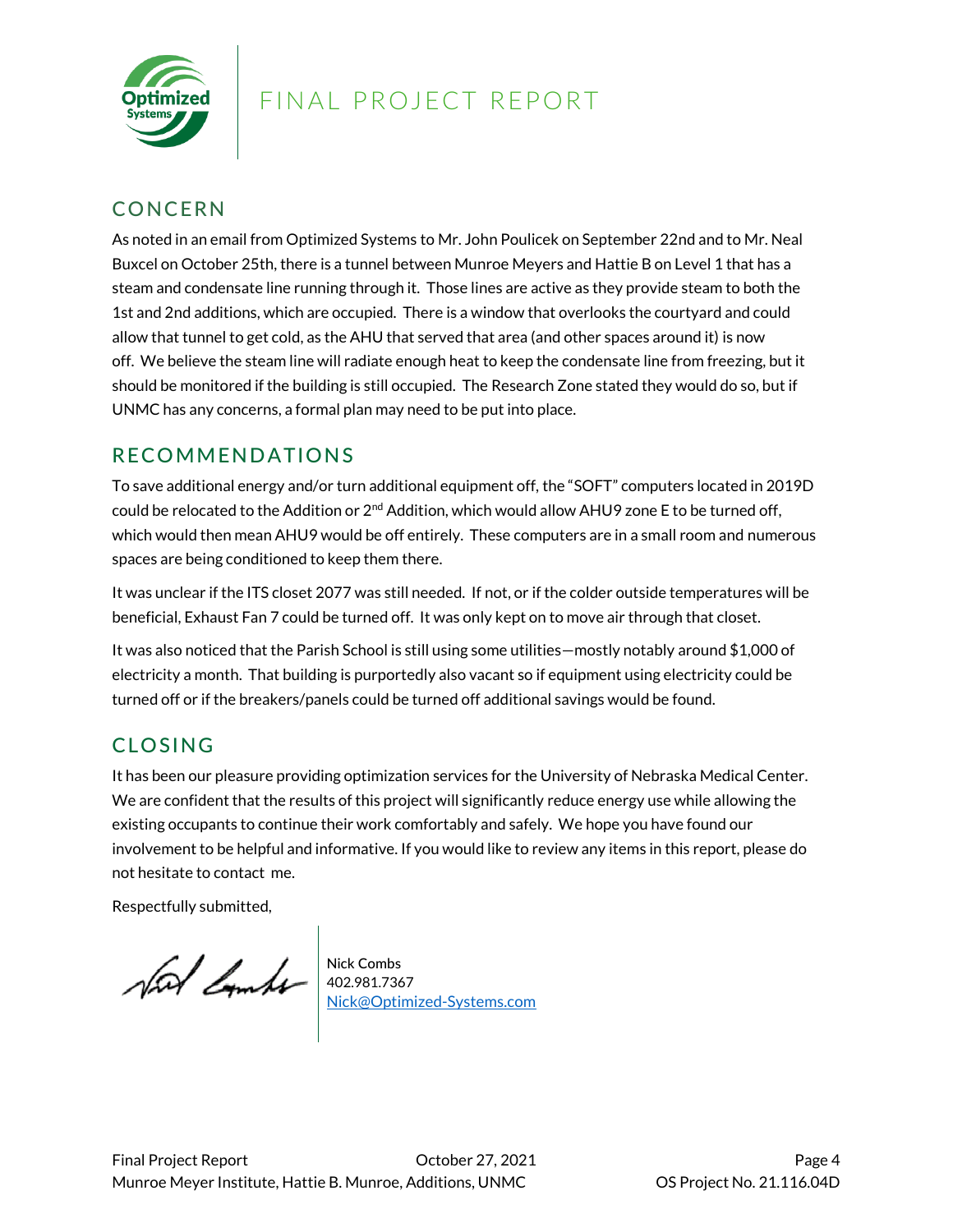# FINAL PROJECT REPORT

## CONCERN

As noted in an email from Optimized Systems to Mr. John Poulicek on September 22nd and to Mr. Neal Buxcel on October 25th, there is a tunnel between Munroe Meyers and Hattie B on Level 1 that has a steam and condensate line running through it. Those lines are active as they provide steam to both the 1st and 2nd additions, which are occupied. There is a window that overlooks the courtyard and could allow that tunnel to get cold, as the AHU that served that area (and other spaces around it) is now off. We believe the steam line will radiate enough heat to keep the condensate line from freezing, but it should be monitored if the building is still occupied. The Research Zone stated they would do so, but if UNMC has any concerns, a formal plan may need to be put into place.

## RECOMMENDATIONS

To save additional energy and/or turn additional equipment off, the "SOFT" computers located in 2019D could be relocated to the Addition or 2nd Addition, which would allow AHU9 zone E to be turned off, which would then mean AHU9 would be off entirely. These computers are in a small room and numerous spaces are being conditioned to keep them there.

It was unclear if the ITS closet 2077 was still needed. If not, or if the colder outside temperatures will be beneficial, Exhaust Fan 7 could be turned off. It was only kept on to move air through that closet.

It was also noticed that the Parish School is still using some utilities—mostly notably around $1,000 of electricity a month. That building is purportedly also vacant so if equipment using electricity could be turned off or if the breakers/panels could be turned off additional savings would be found.

## CLOSING

It has been our pleasure providing optimization services for the University of Nebraska Medical Center. We are confident that the results of this project will significantly reduce energy use while allowing the existing occupants to continue their work comfortably and safely. We hope you have found our involvement to be helpful and informative. If you would like to review any items in this report, please do not hesitate to contact me.

Respectfully submitted,

Nick Combs
402.981.7367
Nick@Optimized-Systems.com